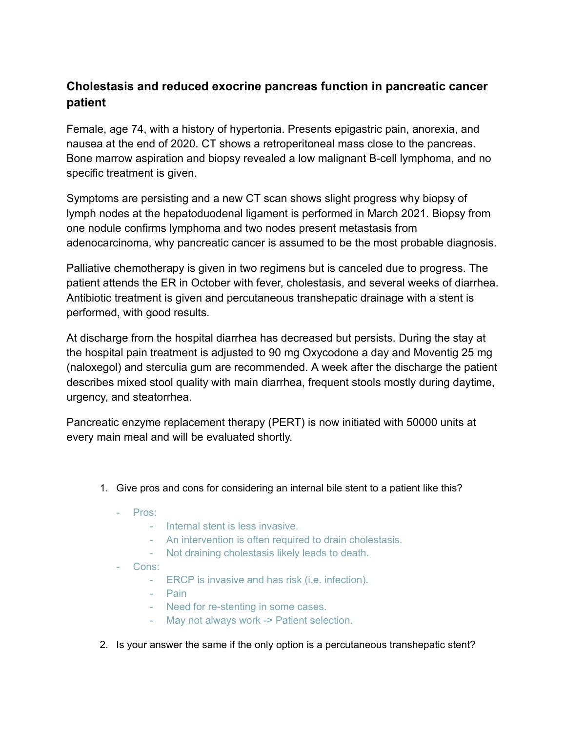### Cholestasis and reduced exocrine pancreas function in pancreatic cancer patient

Female, age 74, with a history of hypertonia. Presents epigastric pain, anorexia, and nausea at the end of 2020. CT shows a retroperitoneal mass close to the pancreas. Bone marrow aspiration and biopsy revealed a low malignant B-cell lymphoma, and no specific treatment is given.

Symptoms are persisting and a new CT scan shows slight progress why biopsy of lymph nodes at the hepatoduodenal ligament is performed in March 2021. Biopsy from one nodule confirms lymphoma and two nodes present metastasis from adenocarcinoma, why pancreatic cancer is assumed to be the most probable diagnosis.

Palliative chemotherapy is given in two regimens but is canceled due to progress. The patient attends the ER in October with fever, cholestasis, and several weeks of diarrhea. Antibiotic treatment is given and percutaneous transhepatic drainage with a stent is performed, with good results.

At discharge from the hospital diarrhea has decreased but persists. During the stay at the hospital pain treatment is adjusted to 90 mg Oxycodone a day and Moventig 25 mg (naloxegol) and sterculia gum are recommended. A week after the discharge the patient describes mixed stool quality with main diarrhea, frequent stools mostly during daytime, urgency, and steatorrhea.

Pancreatic enzyme replacement therapy (PERT) is now initiated with 50000 units at every main meal and will be evaluated shortly.

1. Give pros and cons for considering an internal bile stent to a patient like this?
   - Pros:
     - Internal stent is less invasive.
     - An intervention is often required to drain cholestasis.
     - Not draining cholestasis likely leads to death.
   - Cons:
     - ERCP is invasive and has risk (i.e. infection).
     - Pain
     - Need for re-stenting in some cases.
     - May not always work -> Patient selection.
2. Is your answer the same if the only option is a percutaneous transhepatic stent?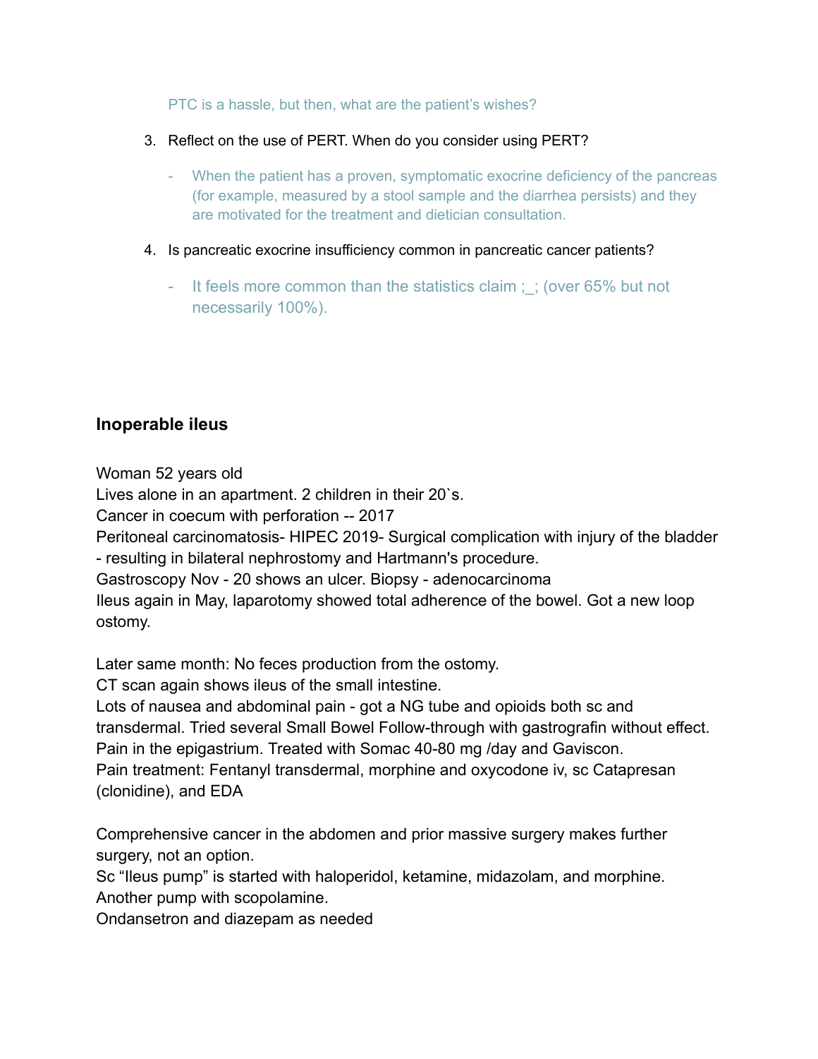PTC is a hassle, but then, what are the patient's wishes?

3. Reflect on the use of PERT. When do you consider using PERT?

    - When the patient has a proven, symptomatic exocrine deficiency of the pancreas (for example, measured by a stool sample and the diarrhea persists) and they are motivated for the treatment and dietician consultation.

4. Is pancreatic exocrine insufficiency common in pancreatic cancer patients?

    - It feels more common than the statistics claim ;_; (over 65% but not necessarily 100%).

### Inoperable ileus

Woman 52 years old
Lives alone in an apartment. 2 children in their 20`s.
Cancer in coecum with perforation -- 2017
Peritoneal carcinomatosis- HIPEC 2019- Surgical complication with injury of the bladder - resulting in bilateral nephrostomy and Hartmann's procedure.
Gastroscopy Nov - 20 shows an ulcer. Biopsy - adenocarcinoma
Ileus again in May, laparotomy showed total adherence of the bowel. Got a new loop ostomy.

Later same month: No feces production from the ostomy.
CT scan again shows ileus of the small intestine.
Lots of nausea and abdominal pain - got a NG tube and opioids both sc and transdermal. Tried several Small Bowel Follow-through with gastrografin without effect.
Pain in the epigastrium. Treated with Somac 40-80 mg /day and Gaviscon.
Pain treatment: Fentanyl transdermal, morphine and oxycodone iv, sc Catapresan (clonidine), and EDA

Comprehensive cancer in the abdomen and prior massive surgery makes further surgery, not an option.
Sc "Ileus pump" is started with haloperidol, ketamine, midazolam, and morphine.
Another pump with scopolamine.
Ondansetron and diazepam as needed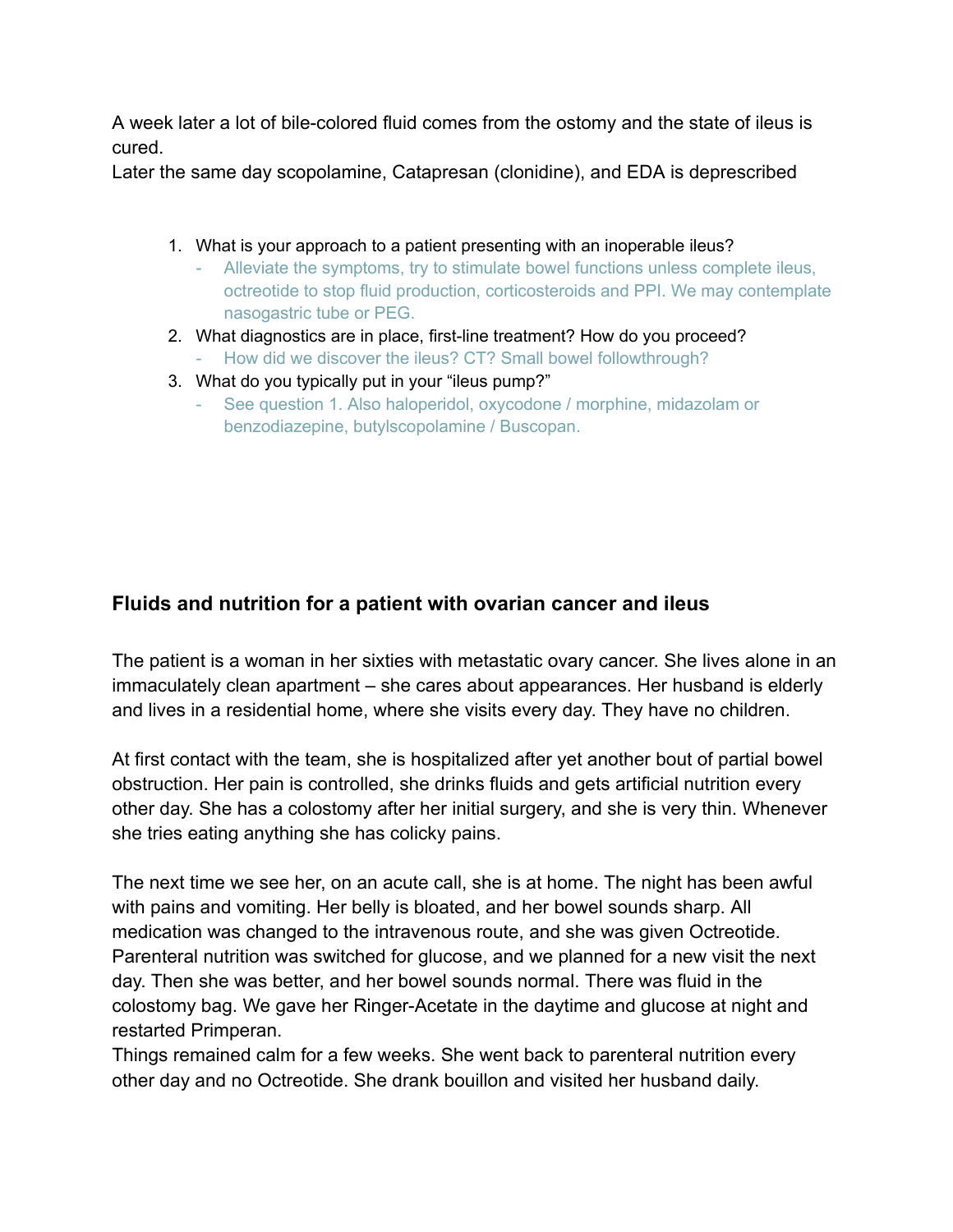A week later a lot of bile-colored fluid comes from the ostomy and the state of ileus is cured.
Later the same day scopolamine, Catapresan (clonidine), and EDA is deprescribed

1. What is your approach to a patient presenting with an inoperable ileus?
   - Alleviate the symptoms, try to stimulate bowel functions unless complete ileus, octreotide to stop fluid production, corticosteroids and PPI. We may contemplate nasogastric tube or PEG.
2. What diagnostics are in place, first-line treatment? How do you proceed?
   - How did we discover the ileus? CT? Small bowel followthrough?
3. What do you typically put in your "ileus pump?"
   - See question 1. Also haloperidol, oxycodone / morphine, midazolam or benzodiazepine, butylscopolamine / Buscopan.

## Fluids and nutrition for a patient with ovarian cancer and ileus

The patient is a woman in her sixties with metastatic ovary cancer. She lives alone in an immaculately clean apartment – she cares about appearances. Her husband is elderly and lives in a residential home, where she visits every day. They have no children.

At first contact with the team, she is hospitalized after yet another bout of partial bowel obstruction. Her pain is controlled, she drinks fluids and gets artificial nutrition every other day. She has a colostomy after her initial surgery, and she is very thin. Whenever she tries eating anything she has colicky pains.

The next time we see her, on an acute call, she is at home. The night has been awful with pains and vomiting. Her belly is bloated, and her bowel sounds sharp. All medication was changed to the intravenous route, and she was given Octreotide. Parenteral nutrition was switched for glucose, and we planned for a new visit the next day. Then she was better, and her bowel sounds normal. There was fluid in the colostomy bag. We gave her Ringer-Acetate in the daytime and glucose at night and restarted Primperan.
Things remained calm for a few weeks. She went back to parenteral nutrition every other day and no Octreotide. She drank bouillon and visited her husband daily.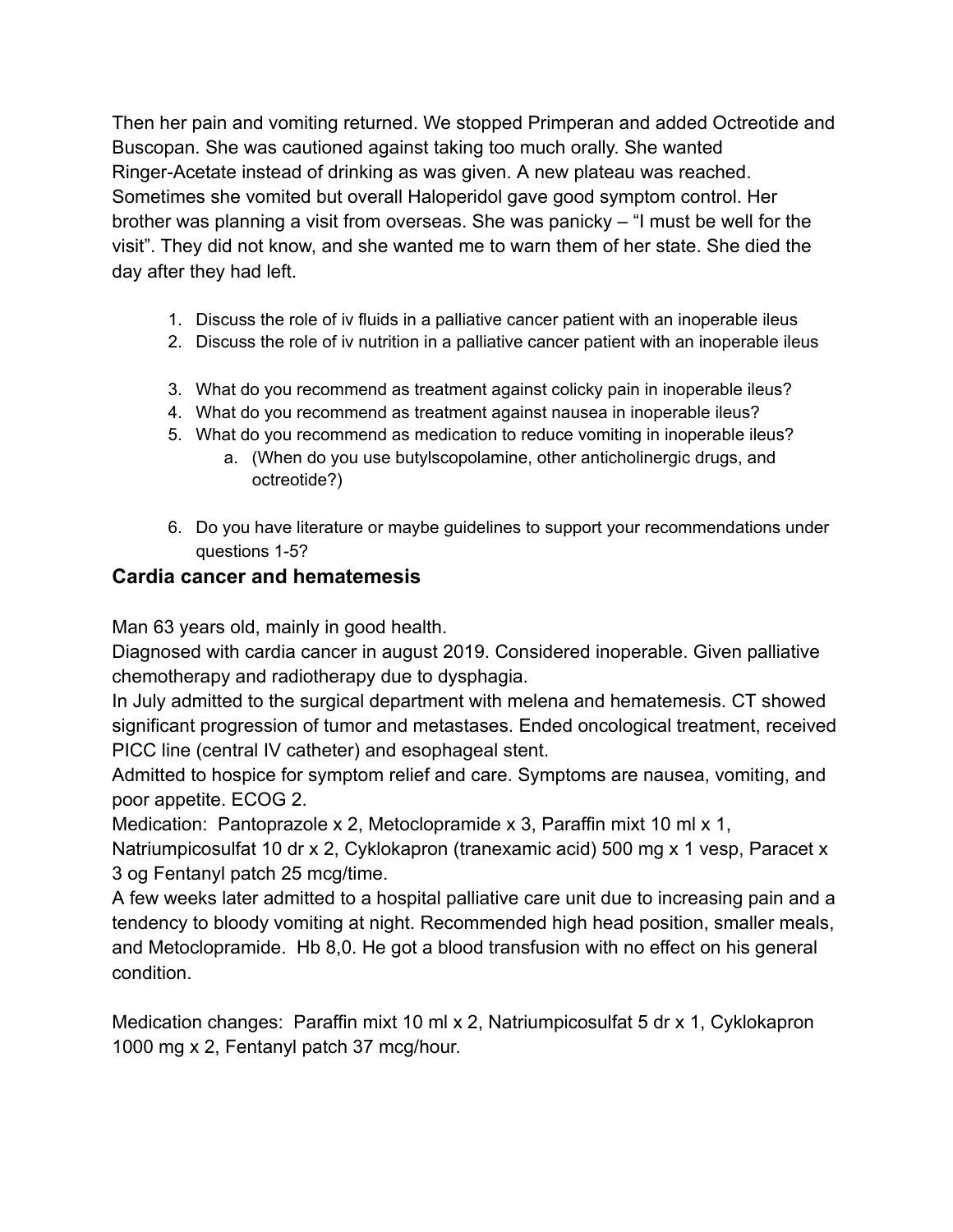Then her pain and vomiting returned. We stopped Primperan and added Octreotide and Buscopan. She was cautioned against taking too much orally. She wanted Ringer-Acetate instead of drinking as was given. A new plateau was reached. Sometimes she vomited but overall Haloperidol gave good symptom control. Her brother was planning a visit from overseas. She was panicky – "I must be well for the visit". They did not know, and she wanted me to warn them of her state. She died the day after they had left.

1. Discuss the role of iv fluids in a palliative cancer patient with an inoperable ileus
2. Discuss the role of iv nutrition in a palliative cancer patient with an inoperable ileus

3. What do you recommend as treatment against colicky pain in inoperable ileus?
4. What do you recommend as treatment against nausea in inoperable ileus?
5. What do you recommend as medication to reduce vomiting in inoperable ileus?
   a. (When do you use butylscopolamine, other anticholinergic drugs, and octreotide?)

6. Do you have literature or maybe guidelines to support your recommendations under questions 1-5?

## Cardia cancer and hematemesis

Man 63 years old, mainly in good health.
Diagnosed with cardia cancer in august 2019. Considered inoperable. Given palliative chemotherapy and radiotherapy due to dysphagia.
In July admitted to the surgical department with melena and hematemesis. CT showed significant progression of tumor and metastases. Ended oncological treatment, received PICC line (central IV catheter) and esophageal stent.
Admitted to hospice for symptom relief and care. Symptoms are nausea, vomiting, and poor appetite. ECOG 2.
Medication: Pantoprazole x 2, Metoclopramide x 3, Paraffin mixt 10 ml x 1, Natriumpicosulfat 10 dr x 2, Cyklokapron (tranexamic acid) 500 mg x 1 vesp, Paracet x 3 og Fentanyl patch 25 mcg/time.
A few weeks later admitted to a hospital palliative care unit due to increasing pain and a tendency to bloody vomiting at night. Recommended high head position, smaller meals, and Metoclopramide. Hb 8,0. He got a blood transfusion with no effect on his general condition.

Medication changes: Paraffin mixt 10 ml x 2, Natriumpicosulfat 5 dr x 1, Cyklokapron 1000 mg x 2, Fentanyl patch 37 mcg/hour.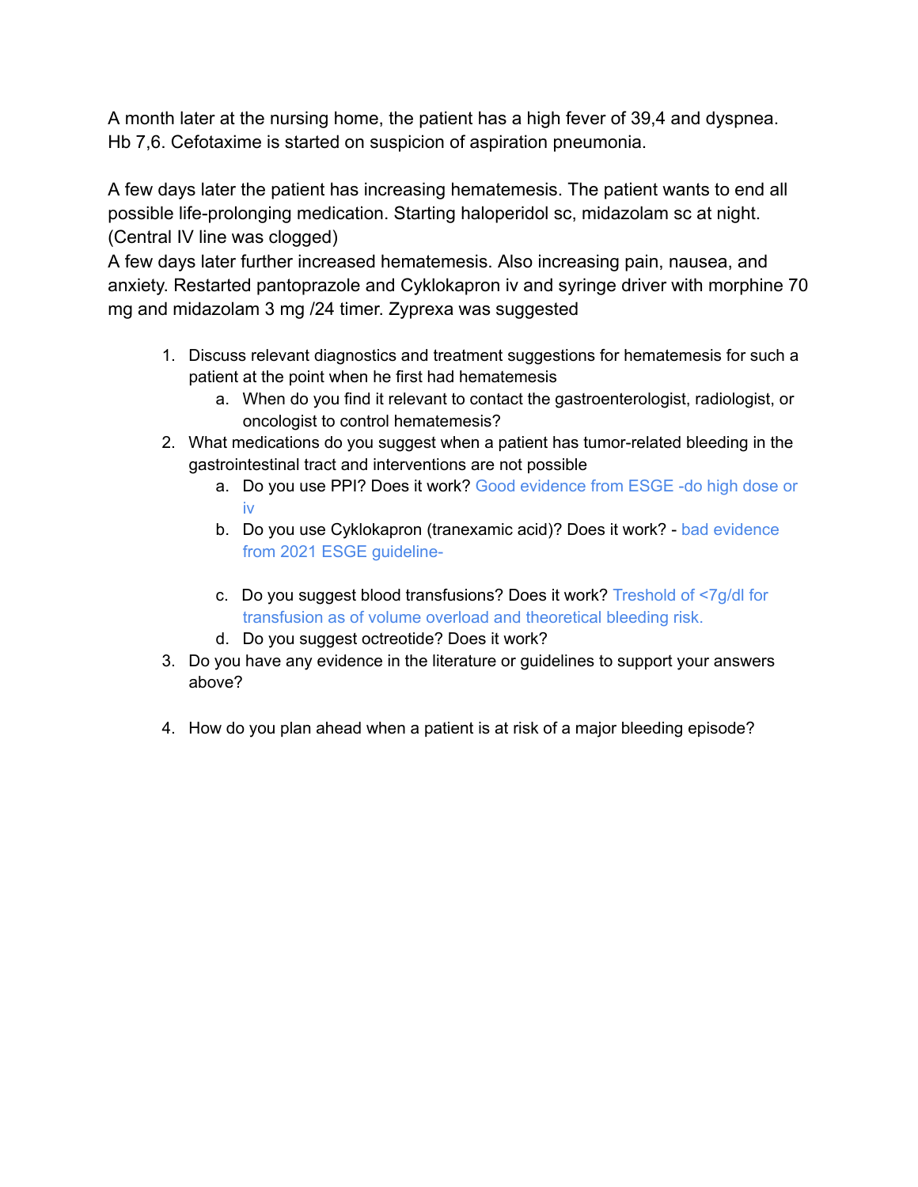A month later at the nursing home, the patient has a high fever of 39,4 and dyspnea. Hb 7,6. Cefotaxime is started on suspicion of aspiration pneumonia.

A few days later the patient has increasing hematemesis. The patient wants to end all possible life-prolonging medication. Starting haloperidol sc, midazolam sc at night. (Central IV line was clogged)

A few days later further increased hematemesis. Also increasing pain, nausea, and anxiety. Restarted pantoprazole and Cyklokapron iv and syringe driver with morphine 70 mg and midazolam 3 mg /24 timer. Zyprexa was suggested

1. Discuss relevant diagnostics and treatment suggestions for hematemesis for such a patient at the point when he first had hematemesis
   a. When do you find it relevant to contact the gastroenterologist, radiologist, or oncologist to control hematemesis?
2. What medications do you suggest when a patient has tumor-related bleeding in the gastrointestinal tract and interventions are not possible
   a. Do you use PPI? Does it work? Good evidence from ESGE -do high dose or iv
   b. Do you use Cyklokapron (tranexamic acid)? Does it work? - bad evidence from 2021 ESGE guideline-

   c. Do you suggest blood transfusions? Does it work? Treshold of <7g/dl for transfusion as of volume overload and theoretical bleeding risk.
   d. Do you suggest octreotide? Does it work?
3. Do you have any evidence in the literature or guidelines to support your answers above?

4. How do you plan ahead when a patient is at risk of a major bleeding episode?